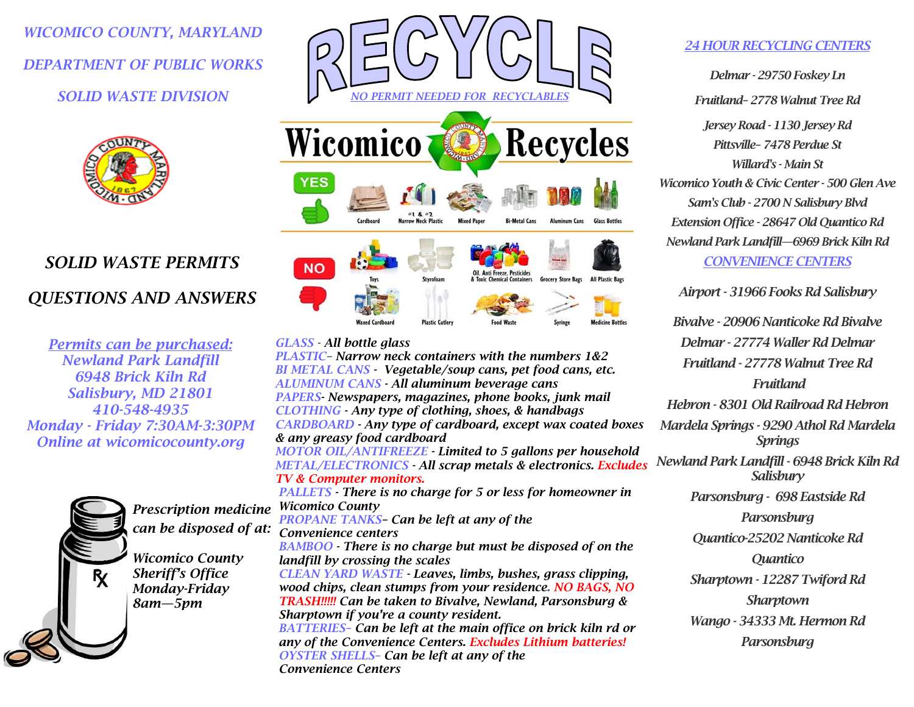*WICOMICO COUNTY, MARYLAND*

*DEPARTMENT OF PUBLIC WORKS*

*SOLID WASTE DIVISION*

# SOLID WASTE PERMITS QUESTIONS AND ANSWERS

***Permits can be purchased:***
***Newland Park Landfill***
***6948 Brick Kiln Rd***
***Salisbury, MD 21801***
***410-548-4935***
***Monday - Friday 7:30AM-3:30PM***
***Online at wicomicocounty.org***

***Prescription medicine can be disposed of at:***

***Wicomico County Sheriff's Office***
***Monday-Friday***
***8am—5pm***

# RECYCLE

*NO PERMIT NEEDED FOR RECYCLABLES*

## Wicomico Recycles

**YES:** Cardboard, #1 & #2 Narrow Neck Plastic, Mixed Paper, Bi-Metal Cans, Aluminum Cans, Glass Bottles

**NO:** Toys, Styrofoam, Oil, Anti Freeze, Pesticides & Toxic Chemical Containers, Grocery Store Bags, All Plastic Bags, Waxed Cardboard, Plastic Cutlery, Food Waste, Syringe, Medicine Bottles

*GLASS* - ***All bottle glass***
*PLASTIC*– ***Narrow neck containers with the numbers 1&2***
*BI METAL CANS* - ***Vegetable/soup cans, pet food cans, etc.***
*ALUMINUM CANS* - ***All aluminum beverage cans***
*PAPERS*- ***Newspapers, magazines, phone books, junk mail***
*CLOTHING* - ***Any type of clothing, shoes, & handbags***
*CARDBOARD* - ***Any type of cardboard, except wax coated boxes & any greasy food cardboard***
*MOTOR OIL/ANTIFREEZE* - ***Limited to 5 gallons per household***
*METAL/ELECTRONICS* - ***All scrap metals & electronics. Excludes TV & Computer monitors.***
*PALLETS* - ***There is no charge for 5 or less for homeowner in Wicomico County***
*PROPANE TANKS*– ***Can be left at any of the Convenience centers***
*BAMBOO* - ***There is no charge but must be disposed of on the landfill by crossing the scales***
*CLEAN YARD WASTE* - ***Leaves, limbs, bushes, grass clipping, wood chips, clean stumps from your residence. NO BAGS, NO TRASH!!!!! Can be taken to Bivalve, Newland, Parsonsburg & Sharptown if you're a county resident.***
*BATTERIES*– ***Can be left at the main office on brick kiln rd or any of the Convenience Centers. Excludes Lithium batteries!***
*OYSTER SHELLS*– ***Can be left at any of the Convenience Centers***

## 24 HOUR RECYCLING CENTERS

*Delmar - 29750 Foskey Ln*
*Fruitland– 2778 Walnut Tree Rd*
*Jersey Road - 1130 Jersey Rd*
*Pittsville– 7478 Perdue St*
*Willard's - Main St*
*Wicomico Youth & Civic Center - 500 Glen Ave*
*Sam's Club - 2700 N Salisbury Blvd*
*Extension Office - 28647 Old Quantico Rd*
*Newland Park Landfill—6969 Brick Kiln Rd*

## CONVENIENCE CENTERS

*Airport - 31966 Fooks Rd Salisbury*
*Bivalve - 20906 Nanticoke Rd Bivalve*
*Delmar - 27774 Waller Rd Delmar*
*Fruitland - 27778 Walnut Tree Rd Fruitland*
*Hebron - 8301 Old Railroad Rd Hebron*
*Mardela Springs - 9290 Athol Rd Mardela Springs*
*Newland Park Landfill - 6948 Brick Kiln Rd Salisbury*
*Parsonsburg - 698 Eastside Rd Parsonsburg*
*Quantico-25202 Nanticoke Rd Quantico*
*Sharptown - 12287 Twiford Rd Sharptown*
*Wango - 34333 Mt. Hermon Rd Parsonsburg*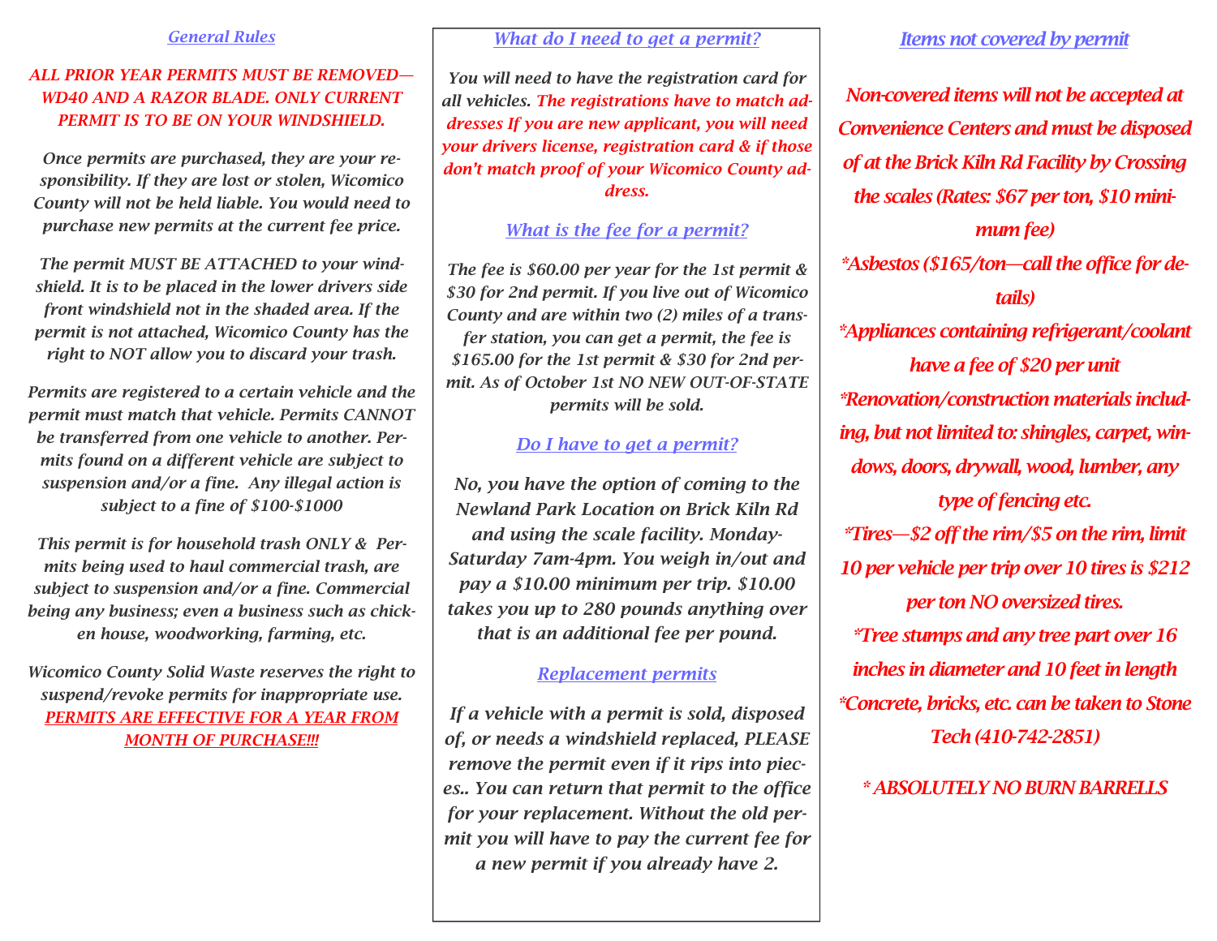## General Rules

**ALL PRIOR YEAR PERMITS MUST BE REMOVED—WD40 AND A RAZOR BLADE. ONLY CURRENT PERMIT IS TO BE ON YOUR WINDSHIELD.**

*Once permits are purchased, they are your responsibility. If they are lost or stolen, Wicomico County will not be held liable. You would need to purchase new permits at the current fee price.*

*The permit MUST BE ATTACHED to your windshield. It is to be placed in the lower drivers side front windshield not in the shaded area. If the permit is not attached, Wicomico County has the right to NOT allow you to discard your trash.*

*Permits are registered to a certain vehicle and the permit must match that vehicle. Permits CANNOT be transferred from one vehicle to another. Permits found on a different vehicle are subject to suspension and/or a fine. Any illegal action is subject to a fine of $100-$1000*

*This permit is for household trash ONLY & Permits being used to haul commercial trash, are subject to suspension and/or a fine. Commercial being any business; even a business such as chicken house, woodworking, farming, etc.*

*Wicomico County Solid Waste reserves the right to suspend/revoke permits for inappropriate use.* ***PERMITS ARE EFFECTIVE FOR A YEAR FROM MONTH OF PURCHASE!!!***

## What do I need to get a permit?

*You will need to have the registration card for all vehicles.* ***The registrations have to match addresses If you are new applicant, you will need your drivers license, registration card & if those don't match proof of your Wicomico County address.***

## What is the fee for a permit?

*The fee is $60.00 per year for the 1st permit & $30 for 2nd permit. If you live out of Wicomico County and are within two (2) miles of a transfer station, you can get a permit, the fee is $165.00 for the 1st permit & $30 for 2nd permit. As of October 1st NO NEW OUT-OF-STATE permits will be sold.*

## Do I have to get a permit?

*No, you have the option of coming to the Newland Park Location on Brick Kiln Rd and using the scale facility. Monday-Saturday 7am-4pm. You weigh in/out and pay a $10.00 minimum per trip. $10.00 takes you up to 280 pounds anything over that is an additional fee per pound.*

## Replacement permits

*If a vehicle with a permit is sold, disposed of, or needs a windshield replaced, PLEASE remove the permit even if it rips into pieces.. You can return that permit to the office for your replacement. Without the old permit you will have to pay the current fee for a new permit if you already have 2.*

## Items not covered by permit

***Non-covered items will not be accepted at Convenience Centers and must be disposed of at the Brick Kiln Rd Facility by Crossing the scales (Rates: $67 per ton, $10 minimum fee)***

***\*Asbestos ($165/ton—call the office for details)***

***\*Appliances containing refrigerant/coolant have a fee of $20 per unit***

***\*Renovation/construction materials including, but not limited to: shingles, carpet, windows, doors, drywall, wood, lumber, any type of fencing etc.***

***\*Tires—$2 off the rim/$5 on the rim, limit 10 per vehicle per trip over 10 tires is $212 per ton NO oversized tires.***

***\*Tree stumps and any tree part over 16 inches in diameter and 10 feet in length***

***\*Concrete, bricks, etc. can be taken to Stone Tech (410-742-2851)***

***\* ABSOLUTELY NO BURN BARRELLS***